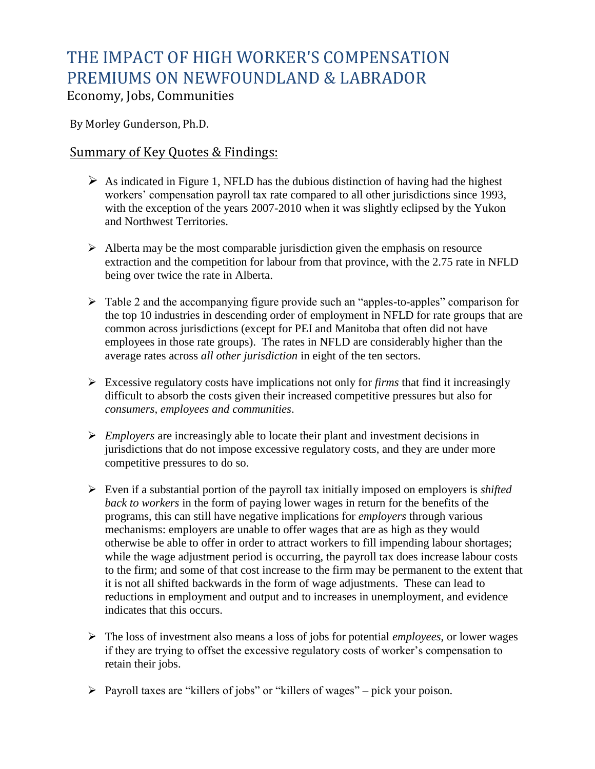# THE IMPACT OF HIGH WORKER'S COMPENSATION PREMIUMS ON NEWFOUNDLAND & LABRADOR

Economy, Jobs, Communities

By Morley Gunderson, Ph.D.

## Summary of Key Quotes & Findings:

- As indicated in Figure 1, NFLD has the dubious distinction of having had the highest workers' compensation payroll tax rate compared to all other jurisdictions since 1993, with the exception of the years 2007-2010 when it was slightly eclipsed by the Yukon and Northwest Territories.

- Alberta may be the most comparable jurisdiction given the emphasis on resource extraction and the competition for labour from that province, with the 2.75 rate in NFLD being over twice the rate in Alberta.

- Table 2 and the accompanying figure provide such an "apples-to-apples" comparison for the top 10 industries in descending order of employment in NFLD for rate groups that are common across jurisdictions (except for PEI and Manitoba that often did not have employees in those rate groups). The rates in NFLD are considerably higher than the average rates across *all other jurisdiction* in eight of the ten sectors.

- Excessive regulatory costs have implications not only for *firms* that find it increasingly difficult to absorb the costs given their increased competitive pressures but also for *consumers*, *employees and communities*.

- *Employers* are increasingly able to locate their plant and investment decisions in jurisdictions that do not impose excessive regulatory costs, and they are under more competitive pressures to do so.

- Even if a substantial portion of the payroll tax initially imposed on employers is *shifted back to workers* in the form of paying lower wages in return for the benefits of the programs, this can still have negative implications for *employers* through various mechanisms: employers are unable to offer wages that are as high as they would otherwise be able to offer in order to attract workers to fill impending labour shortages; while the wage adjustment period is occurring, the payroll tax does increase labour costs to the firm; and some of that cost increase to the firm may be permanent to the extent that it is not all shifted backwards in the form of wage adjustments. These can lead to reductions in employment and output and to increases in unemployment, and evidence indicates that this occurs.

- The loss of investment also means a loss of jobs for potential *employees*, or lower wages if they are trying to offset the excessive regulatory costs of worker's compensation to retain their jobs.

- Payroll taxes are "killers of jobs" or "killers of wages" – pick your poison.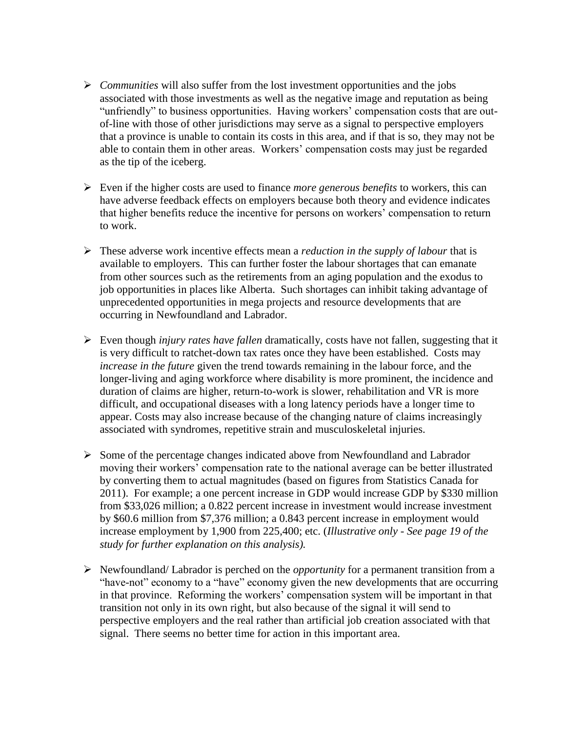- *Communities* will also suffer from the lost investment opportunities and the jobs associated with those investments as well as the negative image and reputation as being "unfriendly" to business opportunities. Having workers' compensation costs that are out-of-line with those of other jurisdictions may serve as a signal to perspective employers that a province is unable to contain its costs in this area, and if that is so, they may not be able to contain them in other areas. Workers' compensation costs may just be regarded as the tip of the iceberg.

- Even if the higher costs are used to finance *more generous benefits* to workers, this can have adverse feedback effects on employers because both theory and evidence indicates that higher benefits reduce the incentive for persons on workers' compensation to return to work.

- These adverse work incentive effects mean a *reduction in the supply of labour* that is available to employers. This can further foster the labour shortages that can emanate from other sources such as the retirements from an aging population and the exodus to job opportunities in places like Alberta. Such shortages can inhibit taking advantage of unprecedented opportunities in mega projects and resource developments that are occurring in Newfoundland and Labrador.

- Even though *injury rates have fallen* dramatically, costs have not fallen, suggesting that it is very difficult to ratchet-down tax rates once they have been established. Costs may *increase in the future* given the trend towards remaining in the labour force, and the longer-living and aging workforce where disability is more prominent, the incidence and duration of claims are higher, return-to-work is slower, rehabilitation and VR is more difficult, and occupational diseases with a long latency periods have a longer time to appear. Costs may also increase because of the changing nature of claims increasingly associated with syndromes, repetitive strain and musculoskeletal injuries.

- Some of the percentage changes indicated above from Newfoundland and Labrador moving their workers' compensation rate to the national average can be better illustrated by converting them to actual magnitudes (based on figures from Statistics Canada for 2011). For example; a one percent increase in GDP would increase GDP by $330 million from $33,026 million; a 0.822 percent increase in investment would increase investment by $60.6 million from $7,376 million; a 0.843 percent increase in employment would increase employment by 1,900 from 225,400; etc. (*Illustrative only - See page 19 of the study for further explanation on this analysis).*

- Newfoundland/ Labrador is perched on the *opportunity* for a permanent transition from a "have-not" economy to a "have" economy given the new developments that are occurring in that province. Reforming the workers' compensation system will be important in that transition not only in its own right, but also because of the signal it will send to perspective employers and the real rather than artificial job creation associated with that signal. There seems no better time for action in this important area.